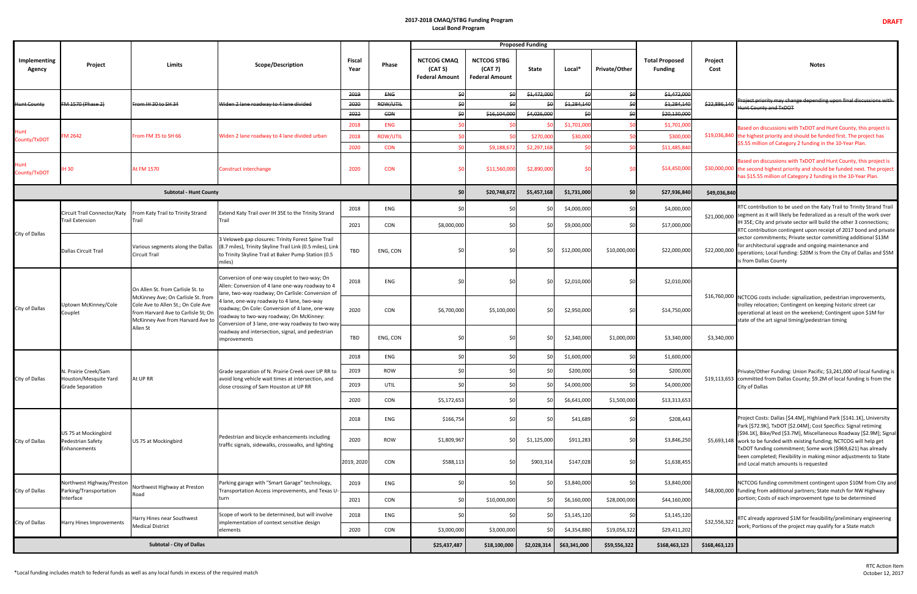# 2017-2018 CMAQ/STBG Funding Program

## Local Bond Program

DRAFT

| Implementing Agency | Project | Limits | Scope/Description | Fiscal Year | Phase | Proposed Funding: NCTCOG CMAQ (CAT 5) Federal Amount | NCTCOG STBG (CAT 7) Federal Amount | State | Local* | Private/Other | Total Proposed Funding | Project Cost | Notes |
|---|---|---|---|---|---|---|---|---|---|---|---|---|---|
| ~~Hunt County~~ | ~~FM 1570 (Phase 2)~~ | ~~From IH 30 to SH 34~~ | ~~Widen 2 lane roadway to 4 lane divided~~ | ~~2019~~ | ~~ENG~~ | ~~$0~~ | ~~$0~~ | ~~$1,472,000~~ | ~~$0~~ | ~~$0~~ | ~~$1,472,000~~ | ~~$22,886,140~~ | ~~Project priority may change depending upon final discussions with Hunt County and TxDOT~~ |
| | | | | ~~2020~~ | ~~ROW/UTIL~~ | ~~$0~~ | ~~$0~~ | ~~$0~~ | ~~$1,284,140~~ | ~~$0~~ | ~~$1,284,140~~ | | |
| | | | | ~~2022~~ | ~~CON~~ | ~~$0~~ | ~~$16,104,000~~ | ~~$4,026,000~~ | ~~$0~~ | ~~$0~~ | ~~$20,130,000~~ | | |
| Hunt County/TxDOT | FM 2642 | From FM 35 to SH 66 | Widen 2 lane roadway to 4 lane divided urban | 2018 | ENG | $0 | $0 | $0 | $1,701,000 | $0 | $1,701,000 | $19,036,840 | Based on discussions with TxDOT and Hunt County, this project is the highest priority and should be funded first. The project has $5.55 million of Category 2 funding in the 10-Year Plan. |
| | | | | 2018 | ROW/UTIL | $0 | $0 | $270,000 | $30,000 | $0 | $300,000 | | |
| | | | | 2020 | CON | $0 | $9,188,672 | $2,297,168 | $0 | $0 | $11,485,840 | | |
| Hunt County/TxDOT | IH 30 | At FM 1570 | Construct interchange | 2020 | CON | $0 | $11,560,000 | $2,890,000 | $0 | $0 | $14,450,000 | $30,000,000 | Based on discussions with TxDOT and Hunt County, this project is the second highest priority and should be funded next. The project has $15.55 million of Category 2 funding in the 10-Year Plan. |
| **Subtotal - Hunt County** | | | | | | **$0** | **$20,748,672** | **$5,457,168** | **$1,731,000** | **$0** | **$27,936,840** | **$49,036,840** | |
| City of Dallas | Circuit Trail Connector/Katy Trail Extension | From Katy Trail to Trinity Strand Trail | Extend Katy Trail over IH 35E to the Trinity Strand Trail | 2018 | ENG | $0 | $0 | $0 | $4,000,000 | $0 | $4,000,000 | $21,000,000 | RTC contribution to be used on the Katy Trail to Trinity Strand Trail segment as it will likely be federalized as a result of the work over IH 35E; City and private sector will build the other 3 connections; RTC contribution contingent upon receipt of 2017 bond and private sector commitments; Private sector committing additional $13M for architectural upgrade and ongoing maintenance and operations; Local funding: $20M is from the City of Dallas and $5M is from Dallas County |
| | | | | 2021 | CON | $8,000,000 | $0 | $0 | $9,000,000 | $0 | $17,000,000 | | |
| | Dallas Circuit Trail | Various segments along the Dallas Circuit Trail | 3 Veloweb gap closures: Trinity Forest Spine Trail (8.7 miles), Trinity Skyline Trail Link (0.5 miles), Link to Trinity Skyline Trail at Baker Pump Station (0.5 miles) | TBD | ENG, CON | $0 | $0 | $0 | $12,000,000 | $10,000,000 | $22,000,000 | $22,000,000 | |
| City of Dallas | Uptown McKinney/Cole Couplet | On Allen St. from Carlisle St. to McKinney Ave; On Carlisle St. from Cole Ave to Allen St.; On Cole Ave from Harvard Ave to Carlisle St; On McKinney Ave from Harvard Ave to Allen St | Conversion of one-way couplet to two-way; On Allen: Conversion of 4 lane one-way roadway to 4 lane, two-way roadway; On Carlisle: Conversion of 4 lane, one-way roadway to 4 lane, two-way roadway; On Cole: Conversion of 4 lane, one-way roadway to two-way roadway; On McKinney: Conversion of 3 lane, one-way roadway to two-way roadway and intersection, signal, and pedestrian improvements | 2018 | ENG | $0 | $0 | $0 | $2,010,000 | $0 | $2,010,000 | $16,760,000 | NCTCOG costs include: signalization, pedestrian improvements, trolley relocation; Contingent on keeping historic street car operational at least on the weekend; Contingent upon $1M for state of the art signal timing/pedestrian timing |
| | | | | 2020 | CON | $6,700,000 | $5,100,000 | $0 | $2,950,000 | $0 | $14,750,000 | | |
| | | | | TBD | ENG, CON | $0 | $0 | $0 | $2,340,000 | $1,000,000 | $3,340,000 | $3,340,000 | |
| City of Dallas | N. Prairie Creek/Sam Houston/Mesquite Yard Grade Separation | At UP RR | Grade separation of N. Prairie Creek over UP RR to avoid long vehicle wait times at intersection, and close crossing of Sam Houston at UP RR | 2018 | ENG | $0 | $0 | $0 | $1,600,000 | $0 | $1,600,000 | $19,113,653 | Private/Other Funding: Union Pacific; $3,241,000 of local funding is committed from Dallas County; $9.2M of local funding is from the City of Dallas |
| | | | | 2019 | ROW | $0 | $0 | $0 | $200,000 | $0 | $200,000 | | |
| | | | | 2019 | UTIL | $0 | $0 | $0 | $4,000,000 | $0 | $4,000,000 | | |
| | | | | 2020 | CON | $5,172,653 | $0 | $0 | $6,641,000 | $1,500,000 | $13,313,653 | | |
| City of Dallas | US 75 at Mockingbird Pedestrian Safety Enhancements | US 75 at Mockingbird | Pedestrian and bicycle enhancements including traffic signals, sidewalks, crosswalks, and lighting | 2018 | ENG | $166,754 | $0 | $0 | $41,689 | $0 | $208,443 | $5,693,148 | Project Costs: Dallas [$4.4M], Highland Park [$141.1K], University Park [$72.9K], TxDOT [$2.04M]; Cost Specifics: Signal retiming [$94.1K], Bike/Ped [$3.7M], Miscellaneous Roadway [$2.9M]; Signal work to be funded with existing funding; NCTCOG will help get TxDOT funding commitment; Some work ($969,621) has already been completed; Flexibility in making minor adjustments to State and Local match amounts is requested |
| | | | | 2020 | ROW | $1,809,967 | $0 | $1,125,000 | $911,283 | $0 | $3,846,250 | | |
| | | | | 2019, 2020 | CON | $588,113 | $0 | $903,314 | $147,028 | $0 | $1,638,455 | | |
| City of Dallas | Northwest Highway/Preston Parking/Transportation Interface | Northwest Highway at Preston Road | Parking garage with "Smart Garage" technology, Transportation Access improvements, and Texas U-turn | 2019 | ENG | $0 | $0 | $0 | $3,840,000 | $0 | $3,840,000 | $48,000,000 | NCTCOG funding commitment contingent upon $10M from City and funding from additional partners; State match for NW Highway portion; Costs of each improvement type to be determined |
| | | | | 2021 | CON | $0 | $10,000,000 | $0 | $6,160,000 | $28,000,000 | $44,160,000 | | |
| City of Dallas | Harry Hines Improvements | Harry Hines near Southwest Medical District | Scope of work to be determined, but will involve implementation of context sensitive design elements | 2018 | ENG | $0 | $0 | $0 | $3,145,120 | $0 | $3,145,120 | $32,556,322 | RTC already approved $1M for feasibility/preliminary engineering work; Portions of the project may qualify for a State match |
| | | | | 2020 | CON | $3,000,000 | $3,000,000 | $0 | $4,354,880 | $19,056,322 | $29,411,202 | | |
| **Subtotal - City of Dallas** | | | | | | **$25,437,487** | **$18,100,000** | **$2,028,314** | **$63,341,000** | **$59,556,322** | **$168,463,123** | **$168,463,123** | |

*Local funding includes match to federal funds as well as any local funds in excess of the required match

RTC Action Item
October 12, 2017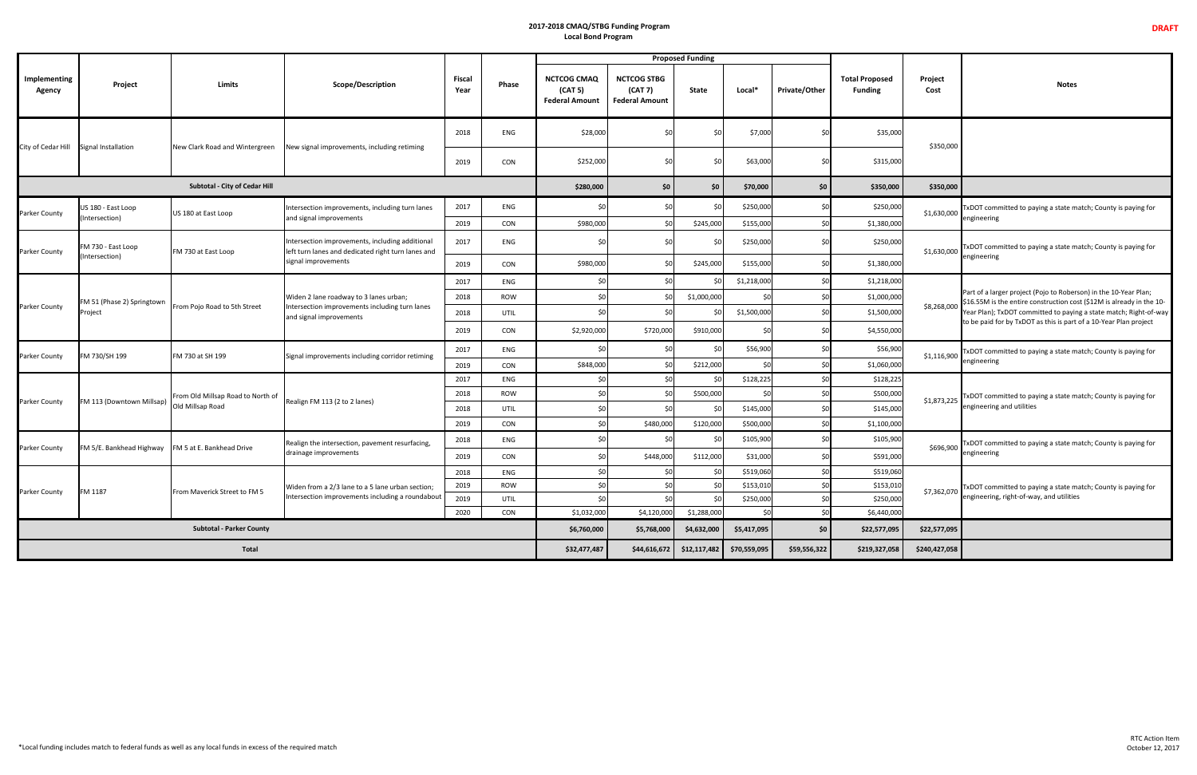## 2017-2018 CMAQ/STBG Funding Program
### Local Bond Program

**DRAFT**

| Implementing Agency | Project | Limits | Scope/Description | Fiscal Year | Phase | Proposed Funding: NCTCOG CMAQ (CAT 5) Federal Amount | NCTCOG STBG (CAT 7) Federal Amount | State | Local* | Private/Other | Total Proposed Funding | Project Cost | Notes |
|---|---|---|---|---|---|---|---|---|---|---|---|---|---|
| City of Cedar Hill | Signal Installation | New Clark Road and Wintergreen | New signal improvements, including retiming | 2018 | ENG | $28,000 | $0 | $0 | $7,000 | $0 | $35,000 | $350,000 | |
| | | | | 2019 | CON | $252,000 | $0 | $0 | $63,000 | $0 | $315,000 | | |
| Subtotal - City of Cedar Hill | | | | | | $280,000 | $0 | $0 | $70,000 | $0 | $350,000 | $350,000 | |
| Parker County | US 180 - East Loop (Intersection) | US 180 at East Loop | Intersection improvements, including turn lanes and signal improvements | 2017 | ENG | $0 | $0 | $0 | $250,000 | $0 | $250,000 | $1,630,000 | TxDOT committed to paying a state match; County is paying for engineering |
| | | | | 2019 | CON | $980,000 | $0 | $245,000 | $155,000 | $0 | $1,380,000 | | |
| Parker County | FM 730 - East Loop (Intersection) | FM 730 at East Loop | Intersection improvements, including additional left turn lanes and dedicated right turn lanes and signal improvements | 2017 | ENG | $0 | $0 | $0 | $250,000 | $0 | $250,000 | $1,630,000 | TxDOT committed to paying a state match; County is paying for engineering |
| | | | | 2019 | CON | $980,000 | $0 | $245,000 | $155,000 | $0 | $1,380,000 | | |
| Parker County | FM 51 (Phase 2) Springtown Project | From Pojo Road to 5th Street | Widen 2 lane roadway to 3 lanes urban; Intersection improvements including turn lanes and signal improvements | 2017 | ENG | $0 | $0 | $0 | $1,218,000 | $0 | $1,218,000 | $8,268,000 | Part of a larger project (Pojo to Roberson) in the 10-Year Plan; $16.55M is the entire construction cost ($12M is already in the 10-Year Plan); TxDOT committed to paying a state match; Right-of-way to be paid for by TxDOT as this is part of a 10-Year Plan project |
| | | | | 2018 | ROW | $0 | $0 | $1,000,000 | $0 | $0 | $1,000,000 | | |
| | | | | 2018 | UTIL | $0 | $0 | $0 | $1,500,000 | $0 | $1,500,000 | | |
| | | | | 2019 | CON | $2,920,000 | $720,000 | $910,000 | $0 | $0 | $4,550,000 | | |
| Parker County | FM 730/SH 199 | FM 730 at SH 199 | Signal improvements including corridor retiming | 2017 | ENG | $0 | $0 | $0 | $56,900 | $0 | $56,900 | $1,116,900 | TxDOT committed to paying a state match; County is paying for engineering |
| | | | | 2019 | CON | $848,000 | $0 | $212,000 | $0 | $0 | $1,060,000 | | |
| Parker County | FM 113 (Downtown Millsap) | From Old Millsap Road to North of Old Millsap Road | Realign FM 113 (2 to 2 lanes) | 2017 | ENG | $0 | $0 | $0 | $128,225 | $0 | $128,225 | $1,873,225 | TxDOT committed to paying a state match; County is paying for engineering and utilities |
| | | | | 2018 | ROW | $0 | $0 | $500,000 | $0 | $0 | $500,000 | | |
| | | | | 2018 | UTIL | $0 | $0 | $0 | $145,000 | $0 | $145,000 | | |
| | | | | 2019 | CON | $0 | $480,000 | $120,000 | $500,000 | $0 | $1,100,000 | | |
| Parker County | FM 5/E. Bankhead Highway | FM 5 at E. Bankhead Drive | Realign the intersection, pavement resurfacing, drainage improvements | 2018 | ENG | $0 | $0 | $0 | $105,900 | $0 | $105,900 | $696,900 | TxDOT committed to paying a state match; County is paying for engineering |
| | | | | 2019 | CON | $0 | $448,000 | $112,000 | $31,000 | $0 | $591,000 | | |
| Parker County | FM 1187 | From Maverick Street to FM 5 | Widen from a 2/3 lane to a 5 lane urban section; Intersection improvements including a roundabout | 2018 | ENG | $0 | $0 | $0 | $519,060 | $0 | $519,060 | $7,362,070 | TxDOT committed to paying a state match; County is paying for engineering, right-of-way, and utilities |
| | | | | 2019 | ROW | $0 | $0 | $0 | $153,010 | $0 | $153,010 | | |
| | | | | 2019 | UTIL | $0 | $0 | $0 | $250,000 | $0 | $250,000 | | |
| | | | | 2020 | CON | $1,032,000 | $4,120,000 | $1,288,000 | $0 | $0 | $6,440,000 | | |
| Subtotal - Parker County | | | | | | $6,760,000 | $5,768,000 | $4,632,000 | $5,417,095 | $0 | $22,577,095 | $22,577,095 | |
| Total | | | | | | $32,477,487 | $44,616,672 | $12,117,482 | $70,559,095 | $59,556,322 | $219,327,058 | $240,427,058 | |

*Local funding includes match to federal funds as well as any local funds in excess of the required match

RTC Action Item
October 12, 2017